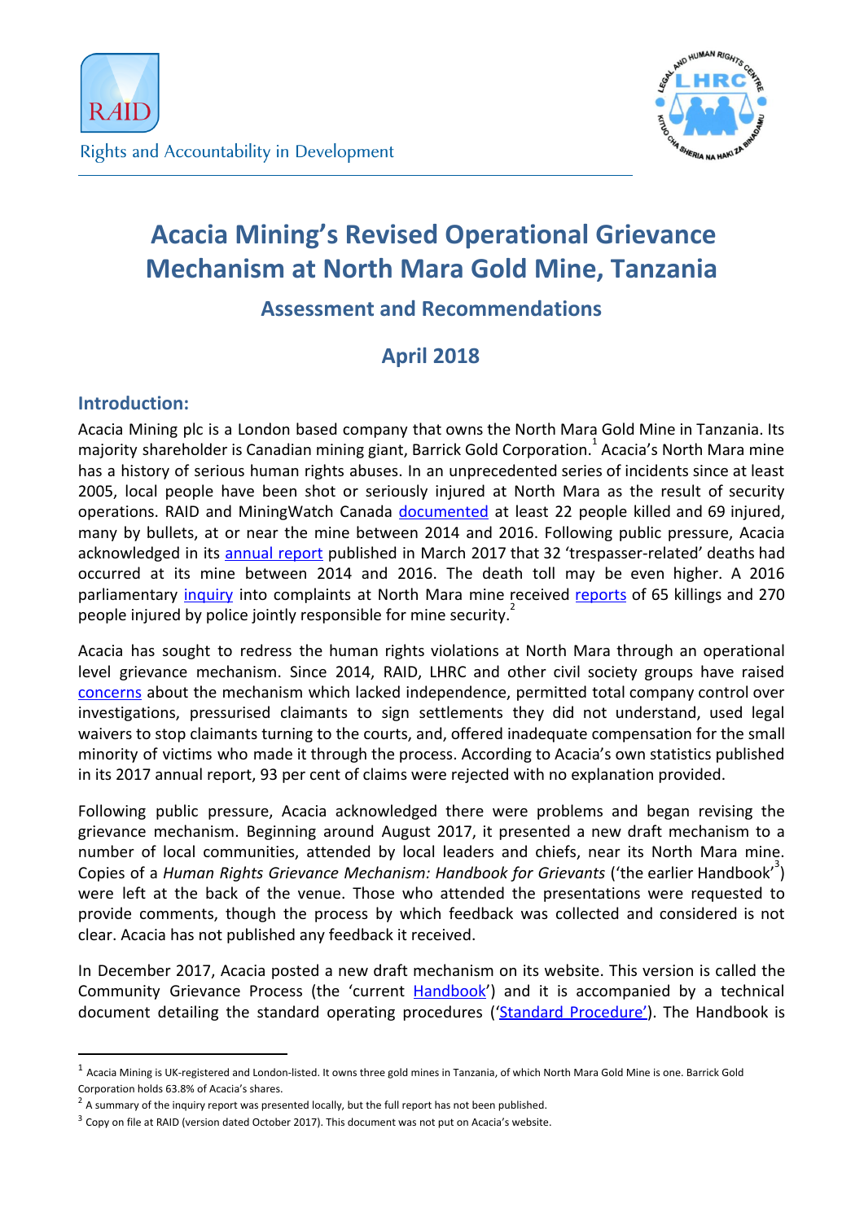RAID

Rights and Accountability in Development

LEGAL AND HUMAN RIGHTS CENTRE LHRC KITUO CHA SHERIA NA HAKI ZA BINADAMU

# Acacia Mining's Revised Operational Grievance Mechanism at North Mara Gold Mine, Tanzania

## Assessment and Recommendations

## April 2018

### Introduction:

Acacia Mining plc is a London based company that owns the North Mara Gold Mine in Tanzania. Its majority shareholder is Canadian mining giant, Barrick Gold Corporation.[1] Acacia's North Mara mine has a history of serious human rights abuses. In an unprecedented series of incidents since at least 2005, local people have been shot or seriously injured at North Mara as the result of security operations. RAID and MiningWatch Canada documented at least 22 people killed and 69 injured, many by bullets, at or near the mine between 2014 and 2016. Following public pressure, Acacia acknowledged in its annual report published in March 2017 that 32 'trespasser-related' deaths had occurred at its mine between 2014 and 2016. The death toll may be even higher. A 2016 parliamentary inquiry into complaints at North Mara mine received reports of 65 killings and 270 people injured by police jointly responsible for mine security.[2]

Acacia has sought to redress the human rights violations at North Mara through an operational level grievance mechanism. Since 2014, RAID, LHRC and other civil society groups have raised concerns about the mechanism which lacked independence, permitted total company control over investigations, pressurised claimants to sign settlements they did not understand, used legal waivers to stop claimants turning to the courts, and, offered inadequate compensation for the small minority of victims who made it through the process. According to Acacia's own statistics published in its 2017 annual report, 93 per cent of claims were rejected with no explanation provided.

Following public pressure, Acacia acknowledged there were problems and began revising the grievance mechanism. Beginning around August 2017, it presented a new draft mechanism to a number of local communities, attended by local leaders and chiefs, near its North Mara mine. Copies of a *Human Rights Grievance Mechanism: Handbook for Grievants* ('the earlier Handbook'[3]) were left at the back of the venue. Those who attended the presentations were requested to provide comments, though the process by which feedback was collected and considered is not clear. Acacia has not published any feedback it received.

In December 2017, Acacia posted a new draft mechanism on its website. This version is called the Community Grievance Process (the 'current Handbook') and it is accompanied by a technical document detailing the standard operating procedures ('Standard Procedure'). The Handbook is

---

[1] Acacia Mining is UK-registered and London-listed. It owns three gold mines in Tanzania, of which North Mara Gold Mine is one. Barrick Gold Corporation holds 63.8% of Acacia's shares.

[2] A summary of the inquiry report was presented locally, but the full report has not been published.

[3] Copy on file at RAID (version dated October 2017). This document was not put on Acacia's website.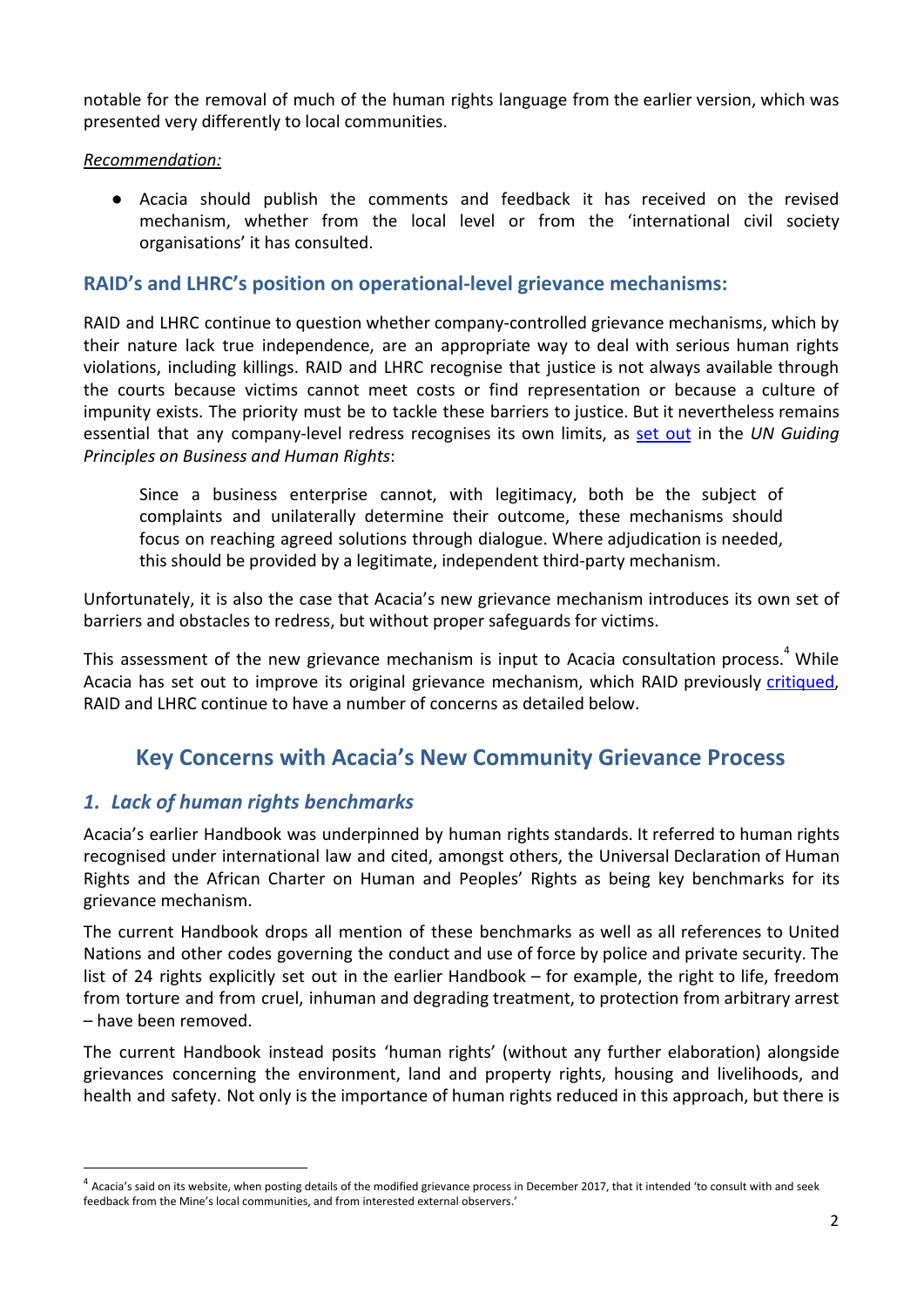notable for the removal of much of the human rights language from the earlier version, which was presented very differently to local communities.

*Recommendation:*

- Acacia should publish the comments and feedback it has received on the revised mechanism, whether from the local level or from the 'international civil society organisations' it has consulted.

## RAID's and LHRC's position on operational-level grievance mechanisms:

RAID and LHRC continue to question whether company-controlled grievance mechanisms, which by their nature lack true independence, are an appropriate way to deal with serious human rights violations, including killings. RAID and LHRC recognise that justice is not always available through the courts because victims cannot meet costs or find representation or because a culture of impunity exists. The priority must be to tackle these barriers to justice. But it nevertheless remains essential that any company-level redress recognises its own limits, as set out in the *UN Guiding Principles on Business and Human Rights*:

> Since a business enterprise cannot, with legitimacy, both be the subject of complaints and unilaterally determine their outcome, these mechanisms should focus on reaching agreed solutions through dialogue. Where adjudication is needed, this should be provided by a legitimate, independent third-party mechanism.

Unfortunately, it is also the case that Acacia's new grievance mechanism introduces its own set of barriers and obstacles to redress, but without proper safeguards for victims.

This assessment of the new grievance mechanism is input to Acacia consultation process.[4] While Acacia has set out to improve its original grievance mechanism, which RAID previously critiqued, RAID and LHRC continue to have a number of concerns as detailed below.

# Key Concerns with Acacia's New Community Grievance Process

## *1. Lack of human rights benchmarks*

Acacia's earlier Handbook was underpinned by human rights standards. It referred to human rights recognised under international law and cited, amongst others, the Universal Declaration of Human Rights and the African Charter on Human and Peoples' Rights as being key benchmarks for its grievance mechanism.

The current Handbook drops all mention of these benchmarks as well as all references to United Nations and other codes governing the conduct and use of force by police and private security. The list of 24 rights explicitly set out in the earlier Handbook – for example, the right to life, freedom from torture and from cruel, inhuman and degrading treatment, to protection from arbitrary arrest – have been removed.

The current Handbook instead posits 'human rights' (without any further elaboration) alongside grievances concerning the environment, land and property rights, housing and livelihoods, and health and safety. Not only is the importance of human rights reduced in this approach, but there is

---

[4] Acacia's said on its website, when posting details of the modified grievance process in December 2017, that it intended 'to consult with and seek feedback from the Mine's local communities, and from interested external observers.'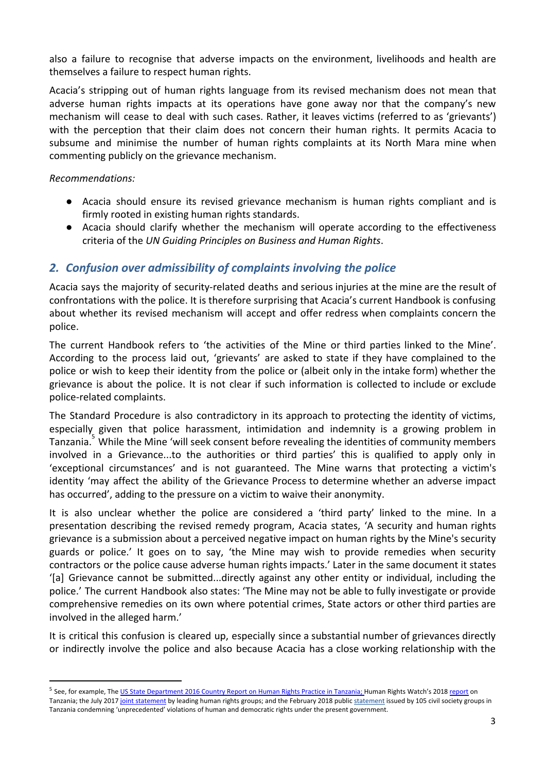also a failure to recognise that adverse impacts on the environment, livelihoods and health are themselves a failure to respect human rights.

Acacia's stripping out of human rights language from its revised mechanism does not mean that adverse human rights impacts at its operations have gone away nor that the company's new mechanism will cease to deal with such cases. Rather, it leaves victims (referred to as 'grievants') with the perception that their claim does not concern their human rights. It permits Acacia to subsume and minimise the number of human rights complaints at its North Mara mine when commenting publicly on the grievance mechanism.

*Recommendations:*

- Acacia should ensure its revised grievance mechanism is human rights compliant and is firmly rooted in existing human rights standards.
- Acacia should clarify whether the mechanism will operate according to the effectiveness criteria of the *UN Guiding Principles on Business and Human Rights*.

## *2. Confusion over admissibility of complaints involving the police*

Acacia says the majority of security-related deaths and serious injuries at the mine are the result of confrontations with the police. It is therefore surprising that Acacia's current Handbook is confusing about whether its revised mechanism will accept and offer redress when complaints concern the police.

The current Handbook refers to 'the activities of the Mine or third parties linked to the Mine'. According to the process laid out, 'grievants' are asked to state if they have complained to the police or wish to keep their identity from the police or (albeit only in the intake form) whether the grievance is about the police. It is not clear if such information is collected to include or exclude police-related complaints.

The Standard Procedure is also contradictory in its approach to protecting the identity of victims, especially given that police harassment, intimidation and indemnity is a growing problem in Tanzania.[5] While the Mine 'will seek consent before revealing the identities of community members involved in a Grievance...to the authorities or third parties' this is qualified to apply only in 'exceptional circumstances' and is not guaranteed. The Mine warns that protecting a victim's identity 'may affect the ability of the Grievance Process to determine whether an adverse impact has occurred', adding to the pressure on a victim to waive their anonymity.

It is also unclear whether the police are considered a 'third party' linked to the mine. In a presentation describing the revised remedy program, Acacia states, 'A security and human rights grievance is a submission about a perceived negative impact on human rights by the Mine's security guards or police.' It goes on to say, 'the Mine may wish to provide remedies when security contractors or the police cause adverse human rights impacts.' Later in the same document it states '[a] Grievance cannot be submitted...directly against any other entity or individual, including the police.' The current Handbook also states: 'The Mine may not be able to fully investigate or provide comprehensive remedies on its own where potential crimes, State actors or other third parties are involved in the alleged harm.'

It is critical this confusion is cleared up, especially since a substantial number of grievances directly or indirectly involve the police and also because Acacia has a close working relationship with the

---

[5] See, for example, The US State Department 2016 Country Report on Human Rights Practice in Tanzania; Human Rights Watch's 2018 report on Tanzania; the July 2017 joint statement by leading human rights groups; and the February 2018 public statement issued by 105 civil society groups in Tanzania condemning 'unprecedented' violations of human and democratic rights under the present government.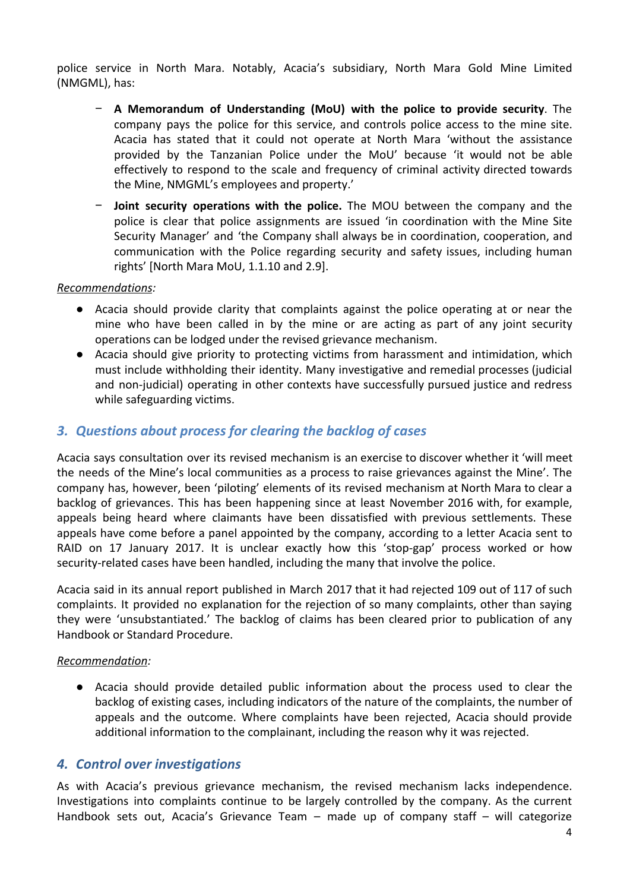police service in North Mara. Notably, Acacia's subsidiary, North Mara Gold Mine Limited (NMGML), has:

- **A Memorandum of Understanding (MoU) with the police to provide security**. The company pays the police for this service, and controls police access to the mine site. Acacia has stated that it could not operate at North Mara 'without the assistance provided by the Tanzanian Police under the MoU' because 'it would not be able effectively to respond to the scale and frequency of criminal activity directed towards the Mine, NMGML's employees and property.'
- **Joint security operations with the police.** The MOU between the company and the police is clear that police assignments are issued 'in coordination with the Mine Site Security Manager' and 'the Company shall always be in coordination, cooperation, and communication with the Police regarding security and safety issues, including human rights' [North Mara MoU, 1.1.10 and 2.9].

*Recommendations:*

- Acacia should provide clarity that complaints against the police operating at or near the mine who have been called in by the mine or are acting as part of any joint security operations can be lodged under the revised grievance mechanism.
- Acacia should give priority to protecting victims from harassment and intimidation, which must include withholding their identity. Many investigative and remedial processes (judicial and non-judicial) operating in other contexts have successfully pursued justice and redress while safeguarding victims.

## 3. *Questions about process for clearing the backlog of cases*

Acacia says consultation over its revised mechanism is an exercise to discover whether it 'will meet the needs of the Mine's local communities as a process to raise grievances against the Mine'. The company has, however, been 'piloting' elements of its revised mechanism at North Mara to clear a backlog of grievances. This has been happening since at least November 2016 with, for example, appeals being heard where claimants have been dissatisfied with previous settlements. These appeals have come before a panel appointed by the company, according to a letter Acacia sent to RAID on 17 January 2017. It is unclear exactly how this 'stop-gap' process worked or how security-related cases have been handled, including the many that involve the police.

Acacia said in its annual report published in March 2017 that it had rejected 109 out of 117 of such complaints. It provided no explanation for the rejection of so many complaints, other than saying they were 'unsubstantiated.' The backlog of claims has been cleared prior to publication of any Handbook or Standard Procedure.

*Recommendation:*

- Acacia should provide detailed public information about the process used to clear the backlog of existing cases, including indicators of the nature of the complaints, the number of appeals and the outcome. Where complaints have been rejected, Acacia should provide additional information to the complainant, including the reason why it was rejected.

## 4. *Control over investigations*

As with Acacia's previous grievance mechanism, the revised mechanism lacks independence. Investigations into complaints continue to be largely controlled by the company. As the current Handbook sets out, Acacia's Grievance Team – made up of company staff – will categorize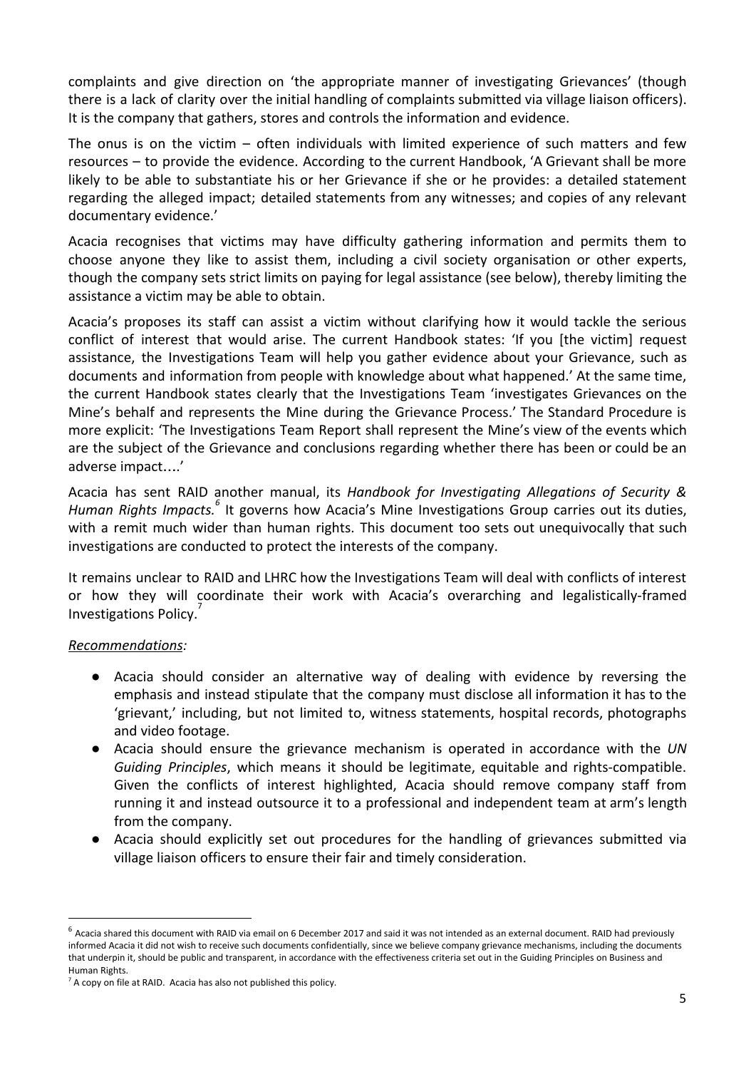complaints and give direction on 'the appropriate manner of investigating Grievances' (though there is a lack of clarity over the initial handling of complaints submitted via village liaison officers). It is the company that gathers, stores and controls the information and evidence.

The onus is on the victim – often individuals with limited experience of such matters and few resources – to provide the evidence. According to the current Handbook, 'A Grievant shall be more likely to be able to substantiate his or her Grievance if she or he provides: a detailed statement regarding the alleged impact; detailed statements from any witnesses; and copies of any relevant documentary evidence.'

Acacia recognises that victims may have difficulty gathering information and permits them to choose anyone they like to assist them, including a civil society organisation or other experts, though the company sets strict limits on paying for legal assistance (see below), thereby limiting the assistance a victim may be able to obtain.

Acacia's proposes its staff can assist a victim without clarifying how it would tackle the serious conflict of interest that would arise. The current Handbook states: 'If you [the victim] request assistance, the Investigations Team will help you gather evidence about your Grievance, such as documents and information from people with knowledge about what happened.' At the same time, the current Handbook states clearly that the Investigations Team 'investigates Grievances on the Mine's behalf and represents the Mine during the Grievance Process.' The Standard Procedure is more explicit: 'The Investigations Team Report shall represent the Mine's view of the events which are the subject of the Grievance and conclusions regarding whether there has been or could be an adverse impact….'

Acacia has sent RAID another manual, its *Handbook for Investigating Allegations of Security & Human Rights Impacts.*[6] It governs how Acacia's Mine Investigations Group carries out its duties, with a remit much wider than human rights. This document too sets out unequivocally that such investigations are conducted to protect the interests of the company.

It remains unclear to RAID and LHRC how the Investigations Team will deal with conflicts of interest or how they will coordinate their work with Acacia's overarching and legalistically-framed Investigations Policy.[7]

*Recommendations:*

- Acacia should consider an alternative way of dealing with evidence by reversing the emphasis and instead stipulate that the company must disclose all information it has to the 'grievant,' including, but not limited to, witness statements, hospital records, photographs and video footage.
- Acacia should ensure the grievance mechanism is operated in accordance with the *UN Guiding Principles*, which means it should be legitimate, equitable and rights-compatible. Given the conflicts of interest highlighted, Acacia should remove company staff from running it and instead outsource it to a professional and independent team at arm's length from the company.
- Acacia should explicitly set out procedures for the handling of grievances submitted via village liaison officers to ensure their fair and timely consideration.

---

[6] Acacia shared this document with RAID via email on 6 December 2017 and said it was not intended as an external document. RAID had previously informed Acacia it did not wish to receive such documents confidentially, since we believe company grievance mechanisms, including the documents that underpin it, should be public and transparent, in accordance with the effectiveness criteria set out in the Guiding Principles on Business and Human Rights.

[7] A copy on file at RAID. Acacia has also not published this policy.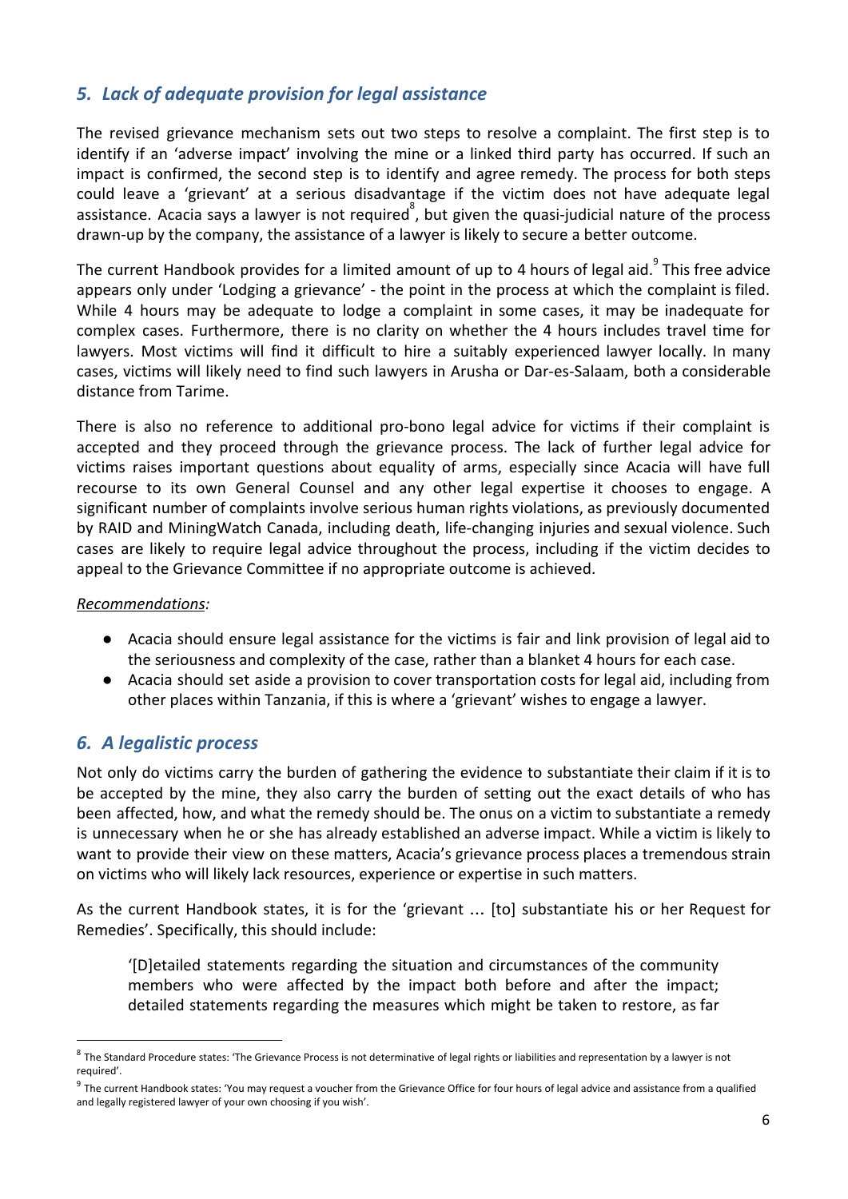## *5. Lack of adequate provision for legal assistance*

The revised grievance mechanism sets out two steps to resolve a complaint. The first step is to identify if an 'adverse impact' involving the mine or a linked third party has occurred. If such an impact is confirmed, the second step is to identify and agree remedy. The process for both steps could leave a 'grievant' at a serious disadvantage if the victim does not have adequate legal assistance. Acacia says a lawyer is not required[8], but given the quasi-judicial nature of the process drawn-up by the company, the assistance of a lawyer is likely to secure a better outcome.

The current Handbook provides for a limited amount of up to 4 hours of legal aid.[9] This free advice appears only under 'Lodging a grievance' - the point in the process at which the complaint is filed. While 4 hours may be adequate to lodge a complaint in some cases, it may be inadequate for complex cases. Furthermore, there is no clarity on whether the 4 hours includes travel time for lawyers. Most victims will find it difficult to hire a suitably experienced lawyer locally. In many cases, victims will likely need to find such lawyers in Arusha or Dar-es-Salaam, both a considerable distance from Tarime.

There is also no reference to additional pro-bono legal advice for victims if their complaint is accepted and they proceed through the grievance process. The lack of further legal advice for victims raises important questions about equality of arms, especially since Acacia will have full recourse to its own General Counsel and any other legal expertise it chooses to engage. A significant number of complaints involve serious human rights violations, as previously documented by RAID and MiningWatch Canada, including death, life-changing injuries and sexual violence. Such cases are likely to require legal advice throughout the process, including if the victim decides to appeal to the Grievance Committee if no appropriate outcome is achieved.

*Recommendations:*

- Acacia should ensure legal assistance for the victims is fair and link provision of legal aid to the seriousness and complexity of the case, rather than a blanket 4 hours for each case.
- Acacia should set aside a provision to cover transportation costs for legal aid, including from other places within Tanzania, if this is where a 'grievant' wishes to engage a lawyer.

## *6. A legalistic process*

Not only do victims carry the burden of gathering the evidence to substantiate their claim if it is to be accepted by the mine, they also carry the burden of setting out the exact details of who has been affected, how, and what the remedy should be. The onus on a victim to substantiate a remedy is unnecessary when he or she has already established an adverse impact. While a victim is likely to want to provide their view on these matters, Acacia's grievance process places a tremendous strain on victims who will likely lack resources, experience or expertise in such matters.

As the current Handbook states, it is for the 'grievant … [to] substantiate his or her Request for Remedies'. Specifically, this should include:

> '[D]etailed statements regarding the situation and circumstances of the community members who were affected by the impact both before and after the impact; detailed statements regarding the measures which might be taken to restore, as far

---

[8] The Standard Procedure states: 'The Grievance Process is not determinative of legal rights or liabilities and representation by a lawyer is not required'.

[9] The current Handbook states: 'You may request a voucher from the Grievance Office for four hours of legal advice and assistance from a qualified and legally registered lawyer of your own choosing if you wish'.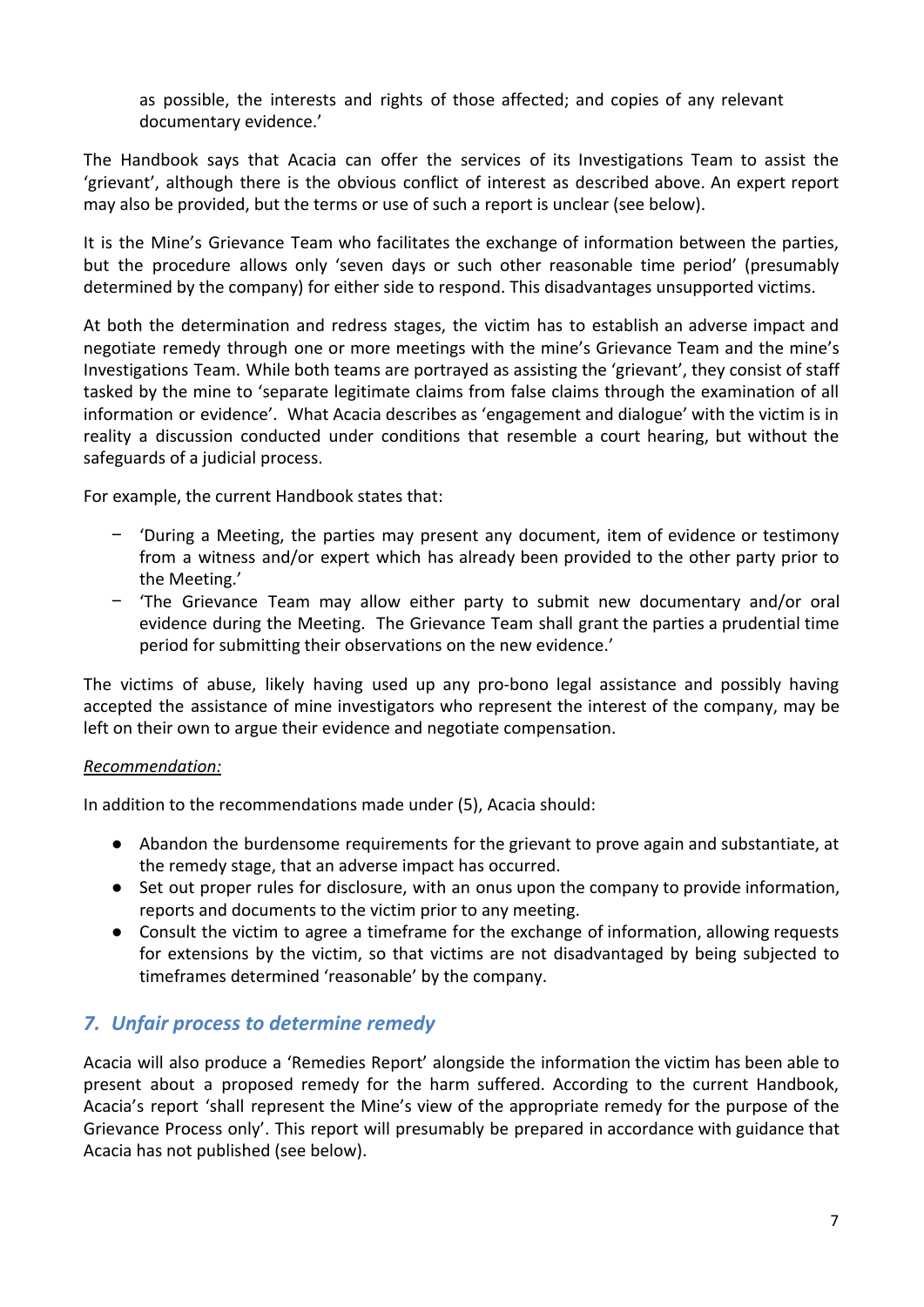as possible, the interests and rights of those affected; and copies of any relevant documentary evidence.'

The Handbook says that Acacia can offer the services of its Investigations Team to assist the 'grievant', although there is the obvious conflict of interest as described above. An expert report may also be provided, but the terms or use of such a report is unclear (see below).

It is the Mine's Grievance Team who facilitates the exchange of information between the parties, but the procedure allows only 'seven days or such other reasonable time period' (presumably determined by the company) for either side to respond. This disadvantages unsupported victims.

At both the determination and redress stages, the victim has to establish an adverse impact and negotiate remedy through one or more meetings with the mine's Grievance Team and the mine's Investigations Team. While both teams are portrayed as assisting the 'grievant', they consist of staff tasked by the mine to 'separate legitimate claims from false claims through the examination of all information or evidence'. What Acacia describes as 'engagement and dialogue' with the victim is in reality a discussion conducted under conditions that resemble a court hearing, but without the safeguards of a judicial process.

For example, the current Handbook states that:

- 'During a Meeting, the parties may present any document, item of evidence or testimony from a witness and/or expert which has already been provided to the other party prior to the Meeting.'
- 'The Grievance Team may allow either party to submit new documentary and/or oral evidence during the Meeting. The Grievance Team shall grant the parties a prudential time period for submitting their observations on the new evidence.'

The victims of abuse, likely having used up any pro-bono legal assistance and possibly having accepted the assistance of mine investigators who represent the interest of the company, may be left on their own to argue their evidence and negotiate compensation.

*Recommendation:*

In addition to the recommendations made under (5), Acacia should:

- Abandon the burdensome requirements for the grievant to prove again and substantiate, at the remedy stage, that an adverse impact has occurred.
- Set out proper rules for disclosure, with an onus upon the company to provide information, reports and documents to the victim prior to any meeting.
- Consult the victim to agree a timeframe for the exchange of information, allowing requests for extensions by the victim, so that victims are not disadvantaged by being subjected to timeframes determined 'reasonable' by the company.

## *7. Unfair process to determine remedy*

Acacia will also produce a 'Remedies Report' alongside the information the victim has been able to present about a proposed remedy for the harm suffered. According to the current Handbook, Acacia's report 'shall represent the Mine's view of the appropriate remedy for the purpose of the Grievance Process only'. This report will presumably be prepared in accordance with guidance that Acacia has not published (see below).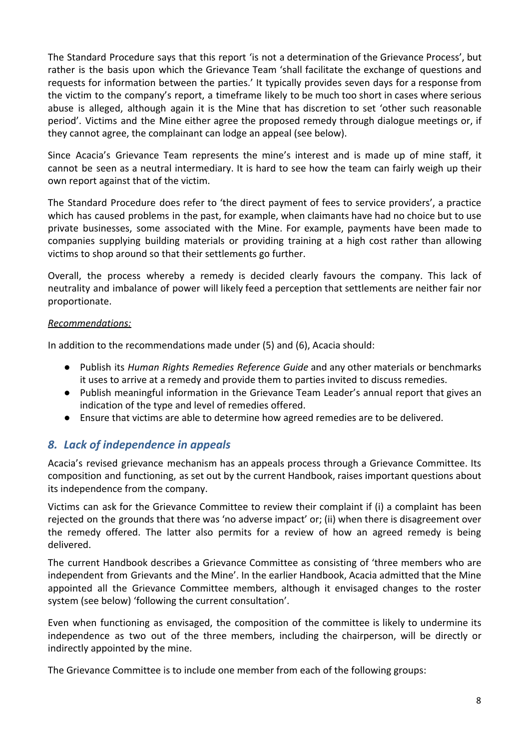The Standard Procedure says that this report 'is not a determination of the Grievance Process', but rather is the basis upon which the Grievance Team 'shall facilitate the exchange of questions and requests for information between the parties.' It typically provides seven days for a response from the victim to the company's report, a timeframe likely to be much too short in cases where serious abuse is alleged, although again it is the Mine that has discretion to set 'other such reasonable period'. Victims and the Mine either agree the proposed remedy through dialogue meetings or, if they cannot agree, the complainant can lodge an appeal (see below).

Since Acacia's Grievance Team represents the mine's interest and is made up of mine staff, it cannot be seen as a neutral intermediary. It is hard to see how the team can fairly weigh up their own report against that of the victim.

The Standard Procedure does refer to 'the direct payment of fees to service providers', a practice which has caused problems in the past, for example, when claimants have had no choice but to use private businesses, some associated with the Mine. For example, payments have been made to companies supplying building materials or providing training at a high cost rather than allowing victims to shop around so that their settlements go further.

Overall, the process whereby a remedy is decided clearly favours the company. This lack of neutrality and imbalance of power will likely feed a perception that settlements are neither fair nor proportionate.

*Recommendations:*

In addition to the recommendations made under (5) and (6), Acacia should:

- Publish its *Human Rights Remedies Reference Guide* and any other materials or benchmarks it uses to arrive at a remedy and provide them to parties invited to discuss remedies.
- Publish meaningful information in the Grievance Team Leader's annual report that gives an indication of the type and level of remedies offered.
- Ensure that victims are able to determine how agreed remedies are to be delivered.

## *8. Lack of independence in appeals*

Acacia's revised grievance mechanism has an appeals process through a Grievance Committee. Its composition and functioning, as set out by the current Handbook, raises important questions about its independence from the company.

Victims can ask for the Grievance Committee to review their complaint if (i) a complaint has been rejected on the grounds that there was 'no adverse impact' or; (ii) when there is disagreement over the remedy offered. The latter also permits for a review of how an agreed remedy is being delivered.

The current Handbook describes a Grievance Committee as consisting of 'three members who are independent from Grievants and the Mine'. In the earlier Handbook, Acacia admitted that the Mine appointed all the Grievance Committee members, although it envisaged changes to the roster system (see below) 'following the current consultation'.

Even when functioning as envisaged, the composition of the committee is likely to undermine its independence as two out of the three members, including the chairperson, will be directly or indirectly appointed by the mine.

The Grievance Committee is to include one member from each of the following groups: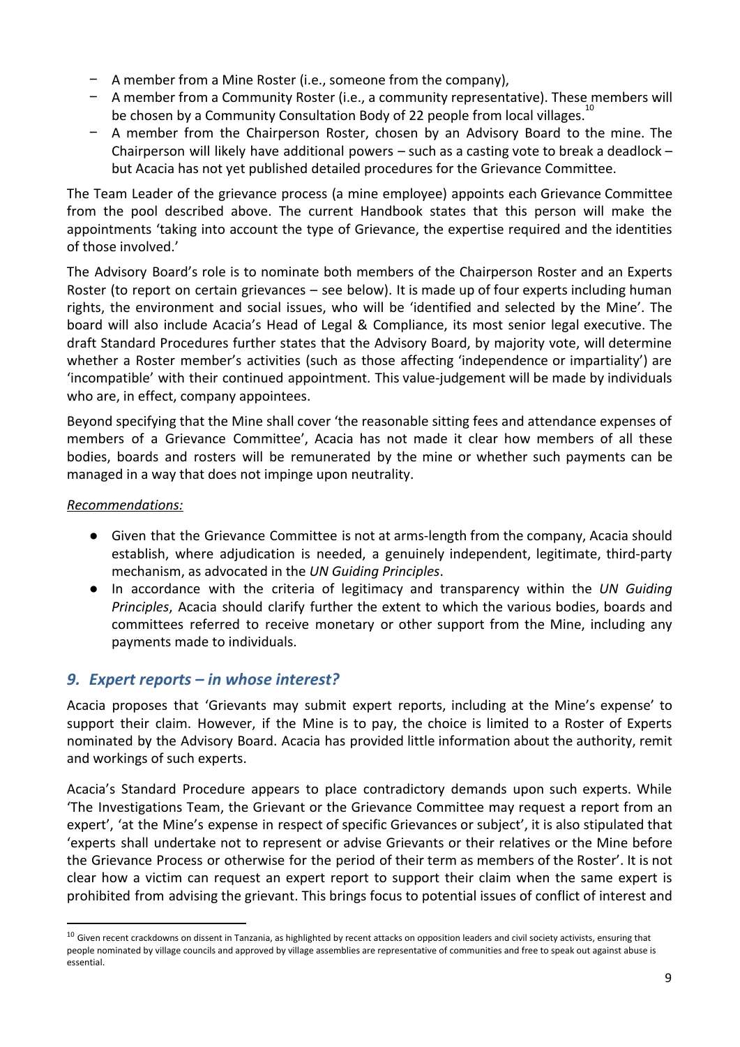- A member from a Mine Roster (i.e., someone from the company),
- A member from a Community Roster (i.e., a community representative). These members will be chosen by a Community Consultation Body of 22 people from local villages.[10]
- A member from the Chairperson Roster, chosen by an Advisory Board to the mine. The Chairperson will likely have additional powers – such as a casting vote to break a deadlock – but Acacia has not yet published detailed procedures for the Grievance Committee.

The Team Leader of the grievance process (a mine employee) appoints each Grievance Committee from the pool described above. The current Handbook states that this person will make the appointments 'taking into account the type of Grievance, the expertise required and the identities of those involved.'

The Advisory Board's role is to nominate both members of the Chairperson Roster and an Experts Roster (to report on certain grievances – see below). It is made up of four experts including human rights, the environment and social issues, who will be 'identified and selected by the Mine'. The board will also include Acacia's Head of Legal & Compliance, its most senior legal executive. The draft Standard Procedures further states that the Advisory Board, by majority vote, will determine whether a Roster member's activities (such as those affecting 'independence or impartiality') are 'incompatible' with their continued appointment. This value-judgement will be made by individuals who are, in effect, company appointees.

Beyond specifying that the Mine shall cover 'the reasonable sitting fees and attendance expenses of members of a Grievance Committee', Acacia has not made it clear how members of all these bodies, boards and rosters will be remunerated by the mine or whether such payments can be managed in a way that does not impinge upon neutrality.

*Recommendations:*

- Given that the Grievance Committee is not at arms-length from the company, Acacia should establish, where adjudication is needed, a genuinely independent, legitimate, third-party mechanism, as advocated in the *UN Guiding Principles*.
- In accordance with the criteria of legitimacy and transparency within the *UN Guiding Principles*, Acacia should clarify further the extent to which the various bodies, boards and committees referred to receive monetary or other support from the Mine, including any payments made to individuals.

## *9. Expert reports – in whose interest?*

Acacia proposes that 'Grievants may submit expert reports, including at the Mine's expense' to support their claim. However, if the Mine is to pay, the choice is limited to a Roster of Experts nominated by the Advisory Board. Acacia has provided little information about the authority, remit and workings of such experts.

Acacia's Standard Procedure appears to place contradictory demands upon such experts. While 'The Investigations Team, the Grievant or the Grievance Committee may request a report from an expert', 'at the Mine's expense in respect of specific Grievances or subject', it is also stipulated that 'experts shall undertake not to represent or advise Grievants or their relatives or the Mine before the Grievance Process or otherwise for the period of their term as members of the Roster'. It is not clear how a victim can request an expert report to support their claim when the same expert is prohibited from advising the grievant. This brings focus to potential issues of conflict of interest and

[10] Given recent crackdowns on dissent in Tanzania, as highlighted by recent attacks on opposition leaders and civil society activists, ensuring that people nominated by village councils and approved by village assemblies are representative of communities and free to speak out against abuse is essential.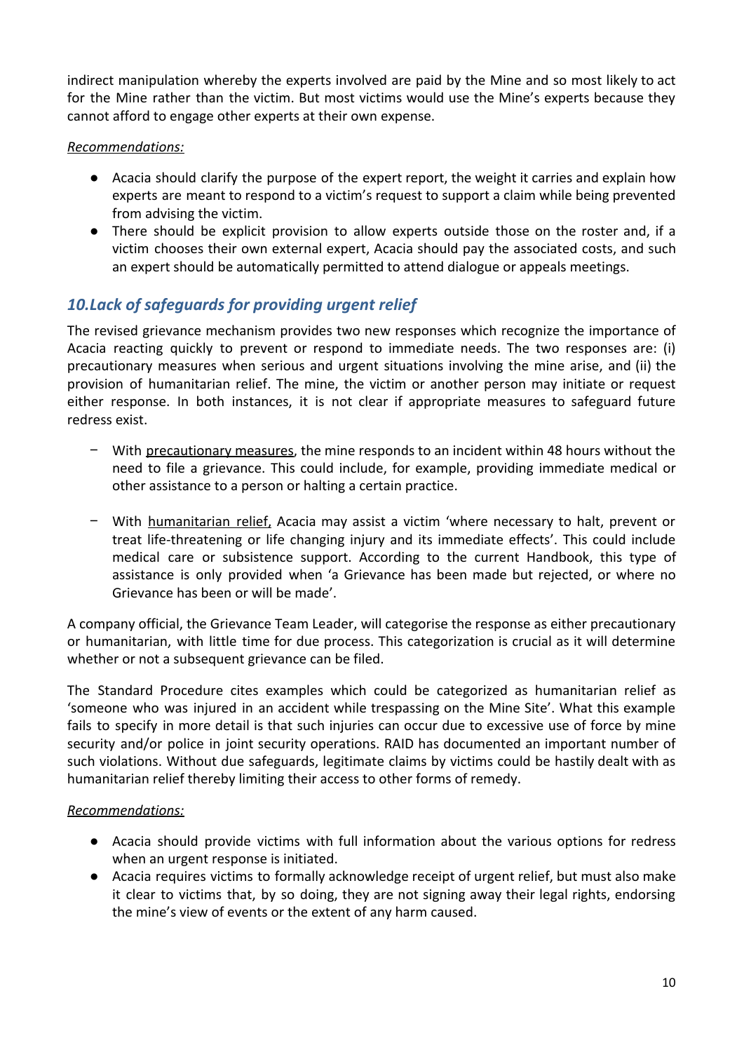indirect manipulation whereby the experts involved are paid by the Mine and so most likely to act for the Mine rather than the victim. But most victims would use the Mine's experts because they cannot afford to engage other experts at their own expense.

*Recommendations:*

- Acacia should clarify the purpose of the expert report, the weight it carries and explain how experts are meant to respond to a victim's request to support a claim while being prevented from advising the victim.
- There should be explicit provision to allow experts outside those on the roster and, if a victim chooses their own external expert, Acacia should pay the associated costs, and such an expert should be automatically permitted to attend dialogue or appeals meetings.

## *10. Lack of safeguards for providing urgent relief*

The revised grievance mechanism provides two new responses which recognize the importance of Acacia reacting quickly to prevent or respond to immediate needs. The two responses are: (i) precautionary measures when serious and urgent situations involving the mine arise, and (ii) the provision of humanitarian relief. The mine, the victim or another person may initiate or request either response. In both instances, it is not clear if appropriate measures to safeguard future redress exist.

- With <u>precautionary measures</u>, the mine responds to an incident within 48 hours without the need to file a grievance. This could include, for example, providing immediate medical or other assistance to a person or halting a certain practice.

- With <u>humanitarian relief,</u> Acacia may assist a victim 'where necessary to halt, prevent or treat life-threatening or life changing injury and its immediate effects'. This could include medical care or subsistence support. According to the current Handbook, this type of assistance is only provided when 'a Grievance has been made but rejected, or where no Grievance has been or will be made'.

A company official, the Grievance Team Leader, will categorise the response as either precautionary or humanitarian, with little time for due process. This categorization is crucial as it will determine whether or not a subsequent grievance can be filed.

The Standard Procedure cites examples which could be categorized as humanitarian relief as 'someone who was injured in an accident while trespassing on the Mine Site'. What this example fails to specify in more detail is that such injuries can occur due to excessive use of force by mine security and/or police in joint security operations. RAID has documented an important number of such violations. Without due safeguards, legitimate claims by victims could be hastily dealt with as humanitarian relief thereby limiting their access to other forms of remedy.

*Recommendations:*

- Acacia should provide victims with full information about the various options for redress when an urgent response is initiated.
- Acacia requires victims to formally acknowledge receipt of urgent relief, but must also make it clear to victims that, by so doing, they are not signing away their legal rights, endorsing the mine's view of events or the extent of any harm caused.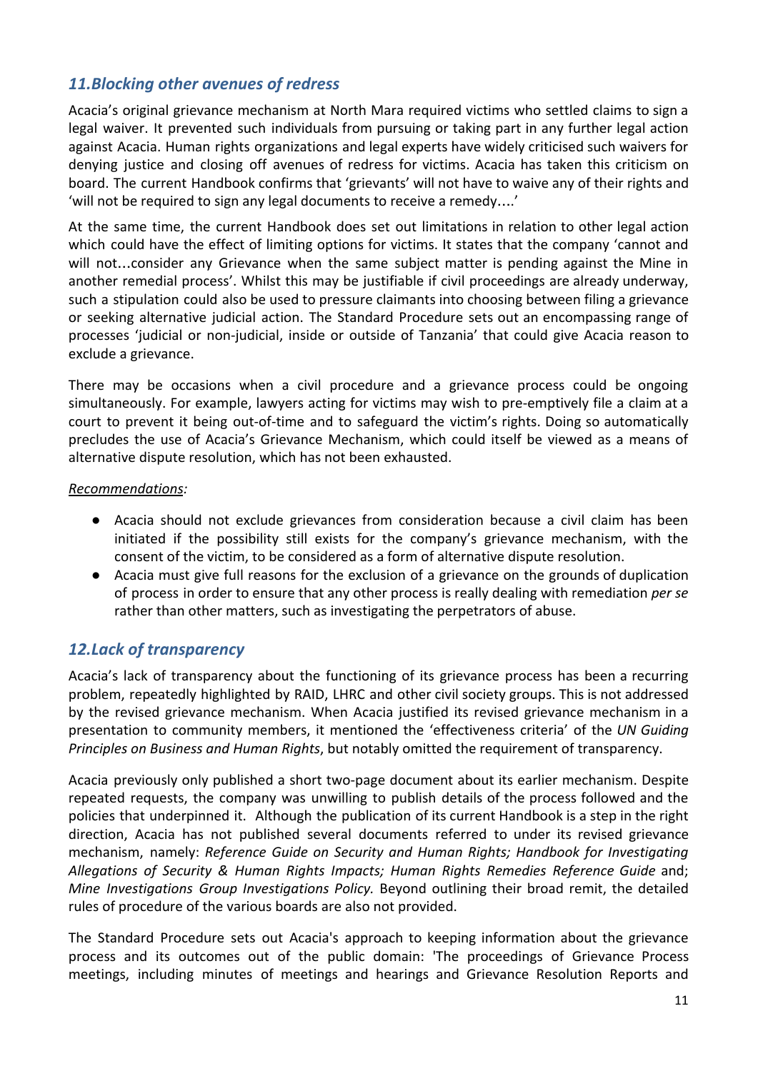## *11.Blocking other avenues of redress*

Acacia's original grievance mechanism at North Mara required victims who settled claims to sign a legal waiver. It prevented such individuals from pursuing or taking part in any further legal action against Acacia. Human rights organizations and legal experts have widely criticised such waivers for denying justice and closing off avenues of redress for victims. Acacia has taken this criticism on board. The current Handbook confirms that 'grievants' will not have to waive any of their rights and 'will not be required to sign any legal documents to receive a remedy….'

At the same time, the current Handbook does set out limitations in relation to other legal action which could have the effect of limiting options for victims. It states that the company 'cannot and will not…consider any Grievance when the same subject matter is pending against the Mine in another remedial process'. Whilst this may be justifiable if civil proceedings are already underway, such a stipulation could also be used to pressure claimants into choosing between filing a grievance or seeking alternative judicial action. The Standard Procedure sets out an encompassing range of processes 'judicial or non-judicial, inside or outside of Tanzania' that could give Acacia reason to exclude a grievance.

There may be occasions when a civil procedure and a grievance process could be ongoing simultaneously. For example, lawyers acting for victims may wish to pre-emptively file a claim at a court to prevent it being out-of-time and to safeguard the victim's rights. Doing so automatically precludes the use of Acacia's Grievance Mechanism, which could itself be viewed as a means of alternative dispute resolution, which has not been exhausted.

<u>Recommendations</u>:

- Acacia should not exclude grievances from consideration because a civil claim has been initiated if the possibility still exists for the company's grievance mechanism, with the consent of the victim, to be considered as a form of alternative dispute resolution.
- Acacia must give full reasons for the exclusion of a grievance on the grounds of duplication of process in order to ensure that any other process is really dealing with remediation *per se* rather than other matters, such as investigating the perpetrators of abuse.

## *12.Lack of transparency*

Acacia's lack of transparency about the functioning of its grievance process has been a recurring problem, repeatedly highlighted by RAID, LHRC and other civil society groups. This is not addressed by the revised grievance mechanism. When Acacia justified its revised grievance mechanism in a presentation to community members, it mentioned the 'effectiveness criteria' of the *UN Guiding Principles on Business and Human Rights*, but notably omitted the requirement of transparency.

Acacia previously only published a short two-page document about its earlier mechanism. Despite repeated requests, the company was unwilling to publish details of the process followed and the policies that underpinned it. Although the publication of its current Handbook is a step in the right direction, Acacia has not published several documents referred to under its revised grievance mechanism, namely: *Reference Guide on Security and Human Rights; Handbook for Investigating Allegations of Security & Human Rights Impacts; Human Rights Remedies Reference Guide* and; *Mine Investigations Group Investigations Policy.* Beyond outlining their broad remit, the detailed rules of procedure of the various boards are also not provided.

The Standard Procedure sets out Acacia's approach to keeping information about the grievance process and its outcomes out of the public domain: 'The proceedings of Grievance Process meetings, including minutes of meetings and hearings and Grievance Resolution Reports and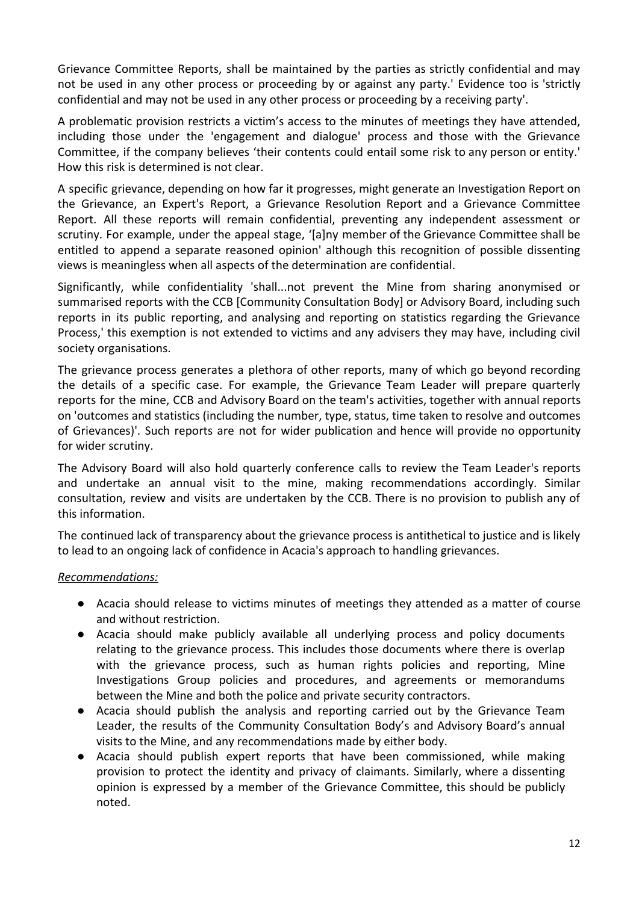Grievance Committee Reports, shall be maintained by the parties as strictly confidential and may not be used in any other process or proceeding by or against any party.' Evidence too is 'strictly confidential and may not be used in any other process or proceeding by a receiving party'.

A problematic provision restricts a victim's access to the minutes of meetings they have attended, including those under the 'engagement and dialogue' process and those with the Grievance Committee, if the company believes 'their contents could entail some risk to any person or entity.' How this risk is determined is not clear.

A specific grievance, depending on how far it progresses, might generate an Investigation Report on the Grievance, an Expert's Report, a Grievance Resolution Report and a Grievance Committee Report. All these reports will remain confidential, preventing any independent assessment or scrutiny. For example, under the appeal stage, '[a]ny member of the Grievance Committee shall be entitled to append a separate reasoned opinion' although this recognition of possible dissenting views is meaningless when all aspects of the determination are confidential.

Significantly, while confidentiality 'shall...not prevent the Mine from sharing anonymised or summarised reports with the CCB [Community Consultation Body] or Advisory Board, including such reports in its public reporting, and analysing and reporting on statistics regarding the Grievance Process,' this exemption is not extended to victims and any advisers they may have, including civil society organisations.

The grievance process generates a plethora of other reports, many of which go beyond recording the details of a specific case. For example, the Grievance Team Leader will prepare quarterly reports for the mine, CCB and Advisory Board on the team's activities, together with annual reports on 'outcomes and statistics (including the number, type, status, time taken to resolve and outcomes of Grievances)'. Such reports are not for wider publication and hence will provide no opportunity for wider scrutiny.

The Advisory Board will also hold quarterly conference calls to review the Team Leader's reports and undertake an annual visit to the mine, making recommendations accordingly. Similar consultation, review and visits are undertaken by the CCB. There is no provision to publish any of this information.

The continued lack of transparency about the grievance process is antithetical to justice and is likely to lead to an ongoing lack of confidence in Acacia's approach to handling grievances.

*Recommendations:*

- Acacia should release to victims minutes of meetings they attended as a matter of course and without restriction.
- Acacia should make publicly available all underlying process and policy documents relating to the grievance process. This includes those documents where there is overlap with the grievance process, such as human rights policies and reporting, Mine Investigations Group policies and procedures, and agreements or memorandums between the Mine and both the police and private security contractors.
- Acacia should publish the analysis and reporting carried out by the Grievance Team Leader, the results of the Community Consultation Body's and Advisory Board's annual visits to the Mine, and any recommendations made by either body.
- Acacia should publish expert reports that have been commissioned, while making provision to protect the identity and privacy of claimants. Similarly, where a dissenting opinion is expressed by a member of the Grievance Committee, this should be publicly noted.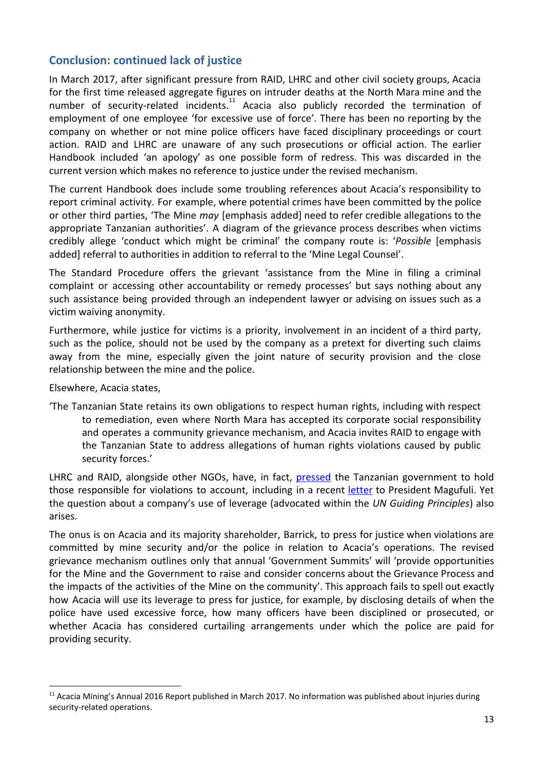## Conclusion: continued lack of justice

In March 2017, after significant pressure from RAID, LHRC and other civil society groups, Acacia for the first time released aggregate figures on intruder deaths at the North Mara mine and the number of security-related incidents.[11] Acacia also publicly recorded the termination of employment of one employee 'for excessive use of force'. There has been no reporting by the company on whether or not mine police officers have faced disciplinary proceedings or court action. RAID and LHRC are unaware of any such prosecutions or official action. The earlier Handbook included 'an apology' as one possible form of redress. This was discarded in the current version which makes no reference to justice under the revised mechanism.

The current Handbook does include some troubling references about Acacia's responsibility to report criminal activity. For example, where potential crimes have been committed by the police or other third parties, 'The Mine *may* [emphasis added] need to refer credible allegations to the appropriate Tanzanian authorities'. A diagram of the grievance process describes when victims credibly allege 'conduct which might be criminal' the company route is: '*Possible* [emphasis added] referral to authorities in addition to referral to the 'Mine Legal Counsel'.

The Standard Procedure offers the grievant 'assistance from the Mine in filing a criminal complaint or accessing other accountability or remedy processes' but says nothing about any such assistance being provided through an independent lawyer or advising on issues such as a victim waiving anonymity.

Furthermore, while justice for victims is a priority, involvement in an incident of a third party, such as the police, should not be used by the company as a pretext for diverting such claims away from the mine, especially given the joint nature of security provision and the close relationship between the mine and the police.

Elsewhere, Acacia states,

> 'The Tanzanian State retains its own obligations to respect human rights, including with respect to remediation, even where North Mara has accepted its corporate social responsibility and operates a community grievance mechanism, and Acacia invites RAID to engage with the Tanzanian State to address allegations of human rights violations caused by public security forces.'

LHRC and RAID, alongside other NGOs, have, in fact, pressed the Tanzanian government to hold those responsible for violations to account, including in a recent letter to President Magufuli. Yet the question about a company's use of leverage (advocated within the *UN Guiding Principles*) also arises.

The onus is on Acacia and its majority shareholder, Barrick, to press for justice when violations are committed by mine security and/or the police in relation to Acacia's operations. The revised grievance mechanism outlines only that annual 'Government Summits' will 'provide opportunities for the Mine and the Government to raise and consider concerns about the Grievance Process and the impacts of the activities of the Mine on the community'. This approach fails to spell out exactly how Acacia will use its leverage to press for justice, for example, by disclosing details of when the police have used excessive force, how many officers have been disciplined or prosecuted, or whether Acacia has considered curtailing arrangements under which the police are paid for providing security.

---

[11] Acacia Mining's Annual 2016 Report published in March 2017. No information was published about injuries during security-related operations.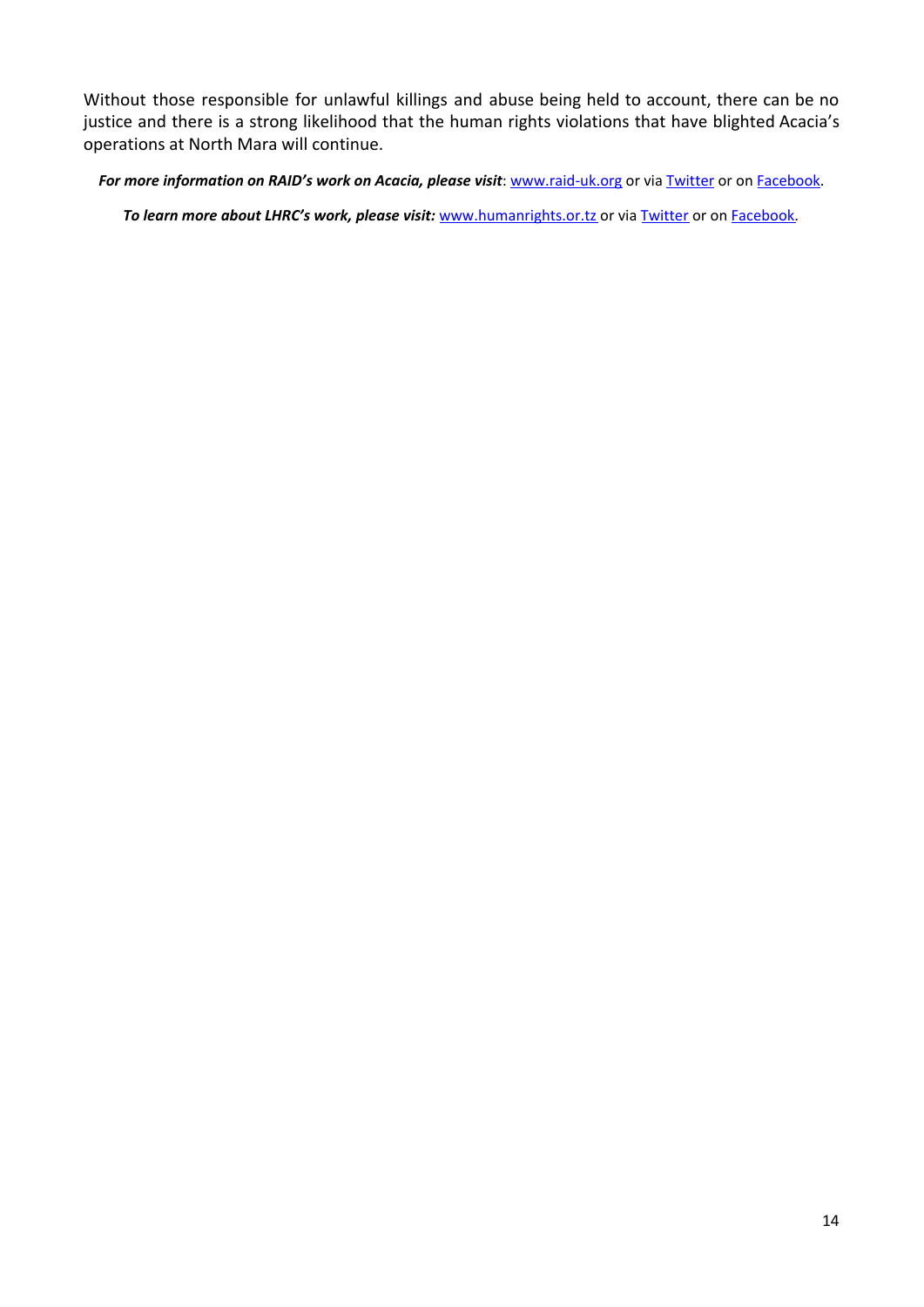Without those responsible for unlawful killings and abuse being held to account, there can be no justice and there is a strong likelihood that the human rights violations that have blighted Acacia's operations at North Mara will continue.

***For more information on RAID's work on Acacia, please visit***: www.raid-uk.org or via Twitter or on Facebook.

***To learn more about LHRC's work, please visit:*** www.humanrights.or.tz or via Twitter or on Facebook.